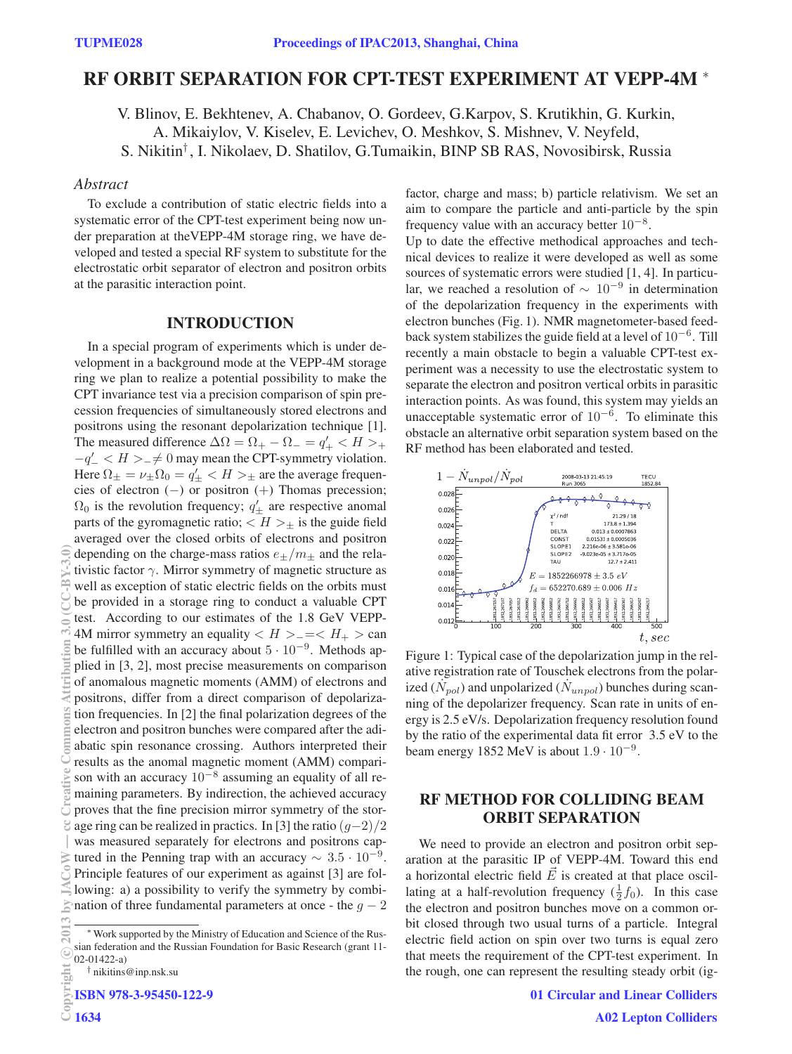# RF ORBIT SEPARATION FOR CPT-TEST EXPERIMENT AT VEPP-4M *

V. Blinov, E. Bekhtenev, A. Chabanov, O. Gordeev, G.Karpov, S. Krutikhin, G. Kurkin, A. Mikaiylov, V. Kiselev, E. Levichev, O. Meshkov, S. Mishnev, V. Neyfeld, S. Nikitin†, I. Nikolaev, D. Shatilov, G.Tumaikin, BINP SB RAS, Novosibirsk, Russia

## Abstract

To exclude a contribution of static electric fields into a systematic error of the CPT-test experiment being now under preparation at theVEPP-4M storage ring, we have developed and tested a special RF system to substitute for the electrostatic orbit separator of electron and positron orbits at the parasitic interaction point.

## INTRODUCTION

In a special program of experiments which is under development in a background mode at the VEPP-4M storage ring we plan to realize a potential possibility to make the CPT invariance test via a precision comparison of spin precession frequencies of simultaneously stored electrons and positrons using the resonant depolarization technique [1]. The measured difference $\Delta\Omega = \Omega_+ - \Omega_- = q'_+ < H >_+ -q'_- < H >_- \neq 0$ may mean the CPT-symmetry violation. Here $\Omega_\pm = \nu_\pm \Omega_0 = q'_\pm < H >_\pm$ are the average frequencies of electron ($-$) or positron ($+$) Thomas precession; $\Omega_0$ is the revolution frequency; $q'_\pm$ are respective anomal parts of the gyromagnetic ratio; $< H >_\pm$ is the guide field averaged over the closed orbits of electrons and positron depending on the charge-mass ratios $e_\pm/m_\pm$ and the relativistic factor $\gamma$. Mirror symmetry of magnetic structure as well as exception of static electric fields on the orbits must be provided in a storage ring to conduct a valuable CPT test. According to our estimates of the 1.8 GeV VEPP-4M mirror symmetry an equality $< H >_- = < H_+ >$ can be fulfilled with an accuracy about $5 \cdot 10^{-9}$. Methods applied in [3, 2], most precise measurements on comparison of anomalous magnetic moments (AMM) of electrons and positrons, differ from a direct comparison of depolarization frequencies. In [2] the final polarization degrees of the electron and positron bunches were compared after the adiabatic spin resonance crossing. Authors interpreted their results as the anomal magnetic moment (AMM) comparison with an accuracy $10^{-8}$ assuming an equality of all remaining parameters. By indirection, the achieved accuracy proves that the fine precision mirror symmetry of the storage ring can be realized in practics. In [3] the ratio $(g-2)/2$ was measured separately for electrons and positrons captured in the Penning trap with an accuracy $\sim 3.5 \cdot 10^{-9}$. Principle features of our experiment as against [3] are following: a) a possibility to verify the symmetry by combination of three fundamental parameters at once - the $g-2$ factor, charge and mass; b) particle relativism. We set an aim to compare the particle and anti-particle by the spin frequency value with an accuracy better $10^{-8}$.

Up to date the effective methodical approaches and technical devices to realize it were developed as well as some sources of systematic errors were studied [1, 4]. In particular, we reached a resolution of $\sim 10^{-9}$ in determination of the depolarization frequency in the experiments with electron bunches (Fig. 1). NMR magnetometer-based feedback system stabilizes the guide field at a level of $10^{-6}$. Till recently a main obstacle to begin a valuable CPT-test experiment was a necessity to use the electrostatic system to separate the electron and positron vertical orbits in parasitic interaction points. As was found, this system may yields an unacceptable systematic error of $10^{-6}$. To eliminate this obstacle an alternative orbit separation system based on the RF method has been elaborated and tested.

Figure 1: Typical case of the depolarization jump in the relative registration rate of Touschek electrons from the polarized ($\dot{N}_{pol}$) and unpolarized ($\dot{N}_{unpol}$) bunches during scanning of the depolarizer frequency. Scan rate in units of energy is 2.5 eV/s. Depolarization frequency resolution found by the ratio of the experimental data fit error 3.5 eV to the beam energy 1852 MeV is about $1.9 \cdot 10^{-9}$.

## RF METHOD FOR COLLIDING BEAM ORBIT SEPARATION

We need to provide an electron and positron orbit separation at the parasitic IP of VEPP-4M. Toward this end a horizontal electric field $\vec{E}$ is created at that place oscillating at a half-revolution frequency ($\frac{1}{2}f_0$). In this case the electron and positron bunches move on a common orbit closed through two usual turns of a particle. Integral electric field action on spin over two turns is equal zero that meets the requirement of the CPT-test experiment. In the rough, one can represent the resulting steady orbit (ig-

---

* Work supported by the Ministry of Education and Science of the Russian federation and the Russian Foundation for Basic Research (grant 11-02-01422-a)

† nikitins@inp.nsk.su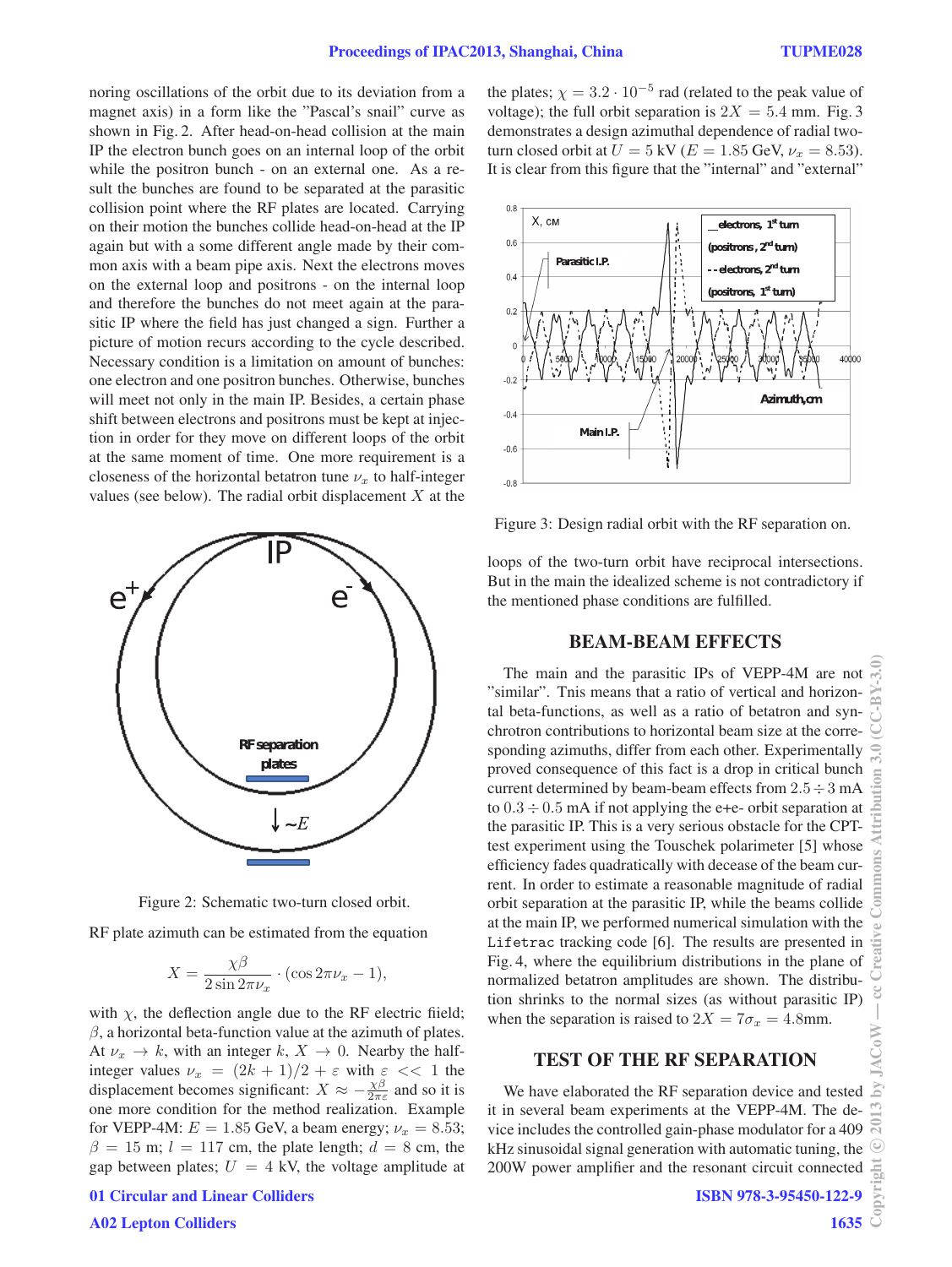noring oscillations of the orbit due to its deviation from a magnet axis) in a form like the "Pascal's snail" curve as shown in Fig. 2. After head-on-head collision at the main IP the electron bunch goes on an internal loop of the orbit while the positron bunch - on an external one. As a result the bunches are found to be separated at the parasitic collision point where the RF plates are located. Carrying on their motion the bunches collide head-on-head at the IP again but with a some different angle made by their common axis with a beam pipe axis. Next the electrons moves on the external loop and positrons - on the internal loop and therefore the bunches do not meet again at the parasitic IP where the field has just changed a sign. Further a picture of motion recurs according to the cycle described. Necessary condition is a limitation on amount of bunches: one electron and one positron bunches. Otherwise, bunches will meet not only in the main IP. Besides, a certain phase shift between electrons and positrons must be kept at injection in order for they move on different loops of the orbit at the same moment of time. One more requirement is a closeness of the horizontal betatron tune $\nu_x$ to half-integer values (see below). The radial orbit displacement $X$ at the RF plate azimuth can be estimated from the equation

Figure 2: Schematic two-turn closed orbit.

$$X = \frac{\chi\beta}{2\sin 2\pi\nu_x} \cdot (\cos 2\pi\nu_x - 1),$$

with $\chi$, the deflection angle due to the RF electric fiield; $\beta$, a horizontal beta-function value at the azimuth of plates. At $\nu_x \to k$, with an integer $k$, $X \to 0$. Nearby the half-integer values $\nu_x = (2k+1)/2 + \varepsilon$ with $\varepsilon << 1$ the displacement becomes significant: $X \approx -\frac{\chi\beta}{2\pi\varepsilon}$ and so it is one more condition for the method realization. Example for VEPP-4M: $E = 1.85$ GeV, a beam energy; $\nu_x = 8.53$; $\beta = 15$ m; $l = 117$ cm, the plate length; $d = 8$ cm, the gap between plates; $U = 4$ kV, the voltage amplitude at the plates; $\chi = 3.2 \cdot 10^{-5}$ rad (related to the peak value of voltage); the full orbit separation is $2X = 5.4$ mm. Fig. 3 demonstrates a design azimuthal dependence of radial two-turn closed orbit at $U = 5$ kV ($E = 1.85$ GeV, $\nu_x = 8.53$). It is clear from this figure that the "internal" and "external" loops of the two-turn orbit have reciprocal intersections. But in the main the idealized scheme is not contradictory if the mentioned phase conditions are fulfilled.

Figure 3: Design radial orbit with the RF separation on.

## BEAM-BEAM EFFECTS

The main and the parasitic IPs of VEPP-4M are not "similar". Tnis means that a ratio of vertical and horizontal beta-functions, as well as a ratio of betatron and synchrotron contributions to horizontal beam size at the corresponding azimuths, differ from each other. Experimentally proved consequence of this fact is a drop in critical bunch current determined by beam-beam effects from $2.5 \div 3$ mA to $0.3 \div 0.5$ mA if not applying the e+e- orbit separation at the parasitic IP. This is a very serious obstacle for the CPT-test experiment using the Touschek polarimeter [5] whose efficiency fades quadratically with decease of the beam current. In order to estimate a reasonable magnitude of radial orbit separation at the parasitic IP, while the beams collide at the main IP, we performed numerical simulation with the `Lifetrac` tracking code [6]. The results are presented in Fig. 4, where the equilibrium distributions in the plane of normalized betatron amplitudes are shown. The distribution shrinks to the normal sizes (as without parasitic IP) when the separation is raised to $2X = 7\sigma_x = 4.8$mm.

## TEST OF THE RF SEPARATION

We have elaborated the RF separation device and tested it in several beam experiments at the VEPP-4M. The device includes the controlled gain-phase modulator for a 409 kHz sinusoidal signal generation with automatic tuning, the 200W power amplifier and the resonant circuit connected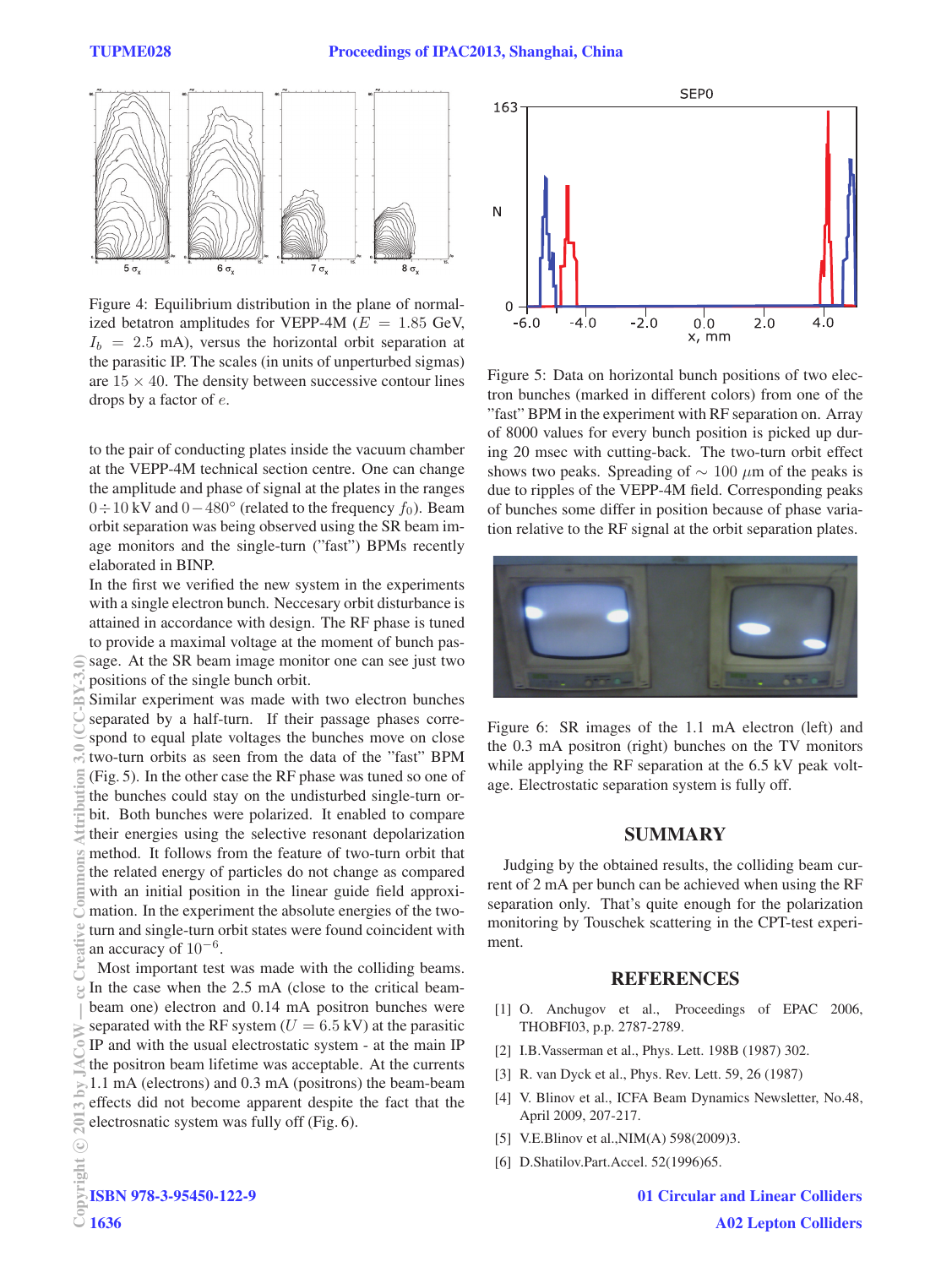5 $\sigma_x$

6 $\sigma_x$

7 $\sigma_x$

8 $\sigma_x$

Figure 4: Equilibrium distribution in the plane of normalized betatron amplitudes for VEPP-4M ($E = 1.85$ GeV, $I_b = 2.5$ mA), versus the horizontal orbit separation at the parasitic IP. The scales (in units of unperturbed sigmas) are $15 \times 40$. The density between successive contour lines drops by a factor of $e$.

to the pair of conducting plates inside the vacuum chamber at the VEPP-4M technical section centre. One can change the amplitude and phase of signal at the plates in the ranges $0 \div 10$ kV and $0 - 480°$ (related to the frequency $f_0$). Beam orbit separation was being observed using the SR beam image monitors and the single-turn ("fast") BPMs recently elaborated in BINP.

In the first we verified the new system in the experiments with a single electron bunch. Neccesary orbit disturbance is attained in accordance with design. The RF phase is tuned to provide a maximal voltage at the moment of bunch passage. At the SR beam image monitor one can see just two positions of the single bunch orbit.

Similar experiment was made with two electron bunches separated by a half-turn. If their passage phases correspond to equal plate voltages the bunches move on close two-turn orbits as seen from the data of the "fast" BPM (Fig. 5). In the other case the RF phase was tuned so one of the bunches could stay on the undisturbed single-turn orbit. Both bunches were polarized. It enabled to compare their energies using the selective resonant depolarization method. It follows from the feature of two-turn orbit that the related energy of particles do not change as compared with an initial position in the linear guide field approximation. In the experiment the absolute energies of the two-turn and single-turn orbit states were found coincident with an accuracy of $10^{-6}$.

Most important test was made with the colliding beams. In the case when the 2.5 mA (close to the critical beam-beam one) electron and 0.14 mA positron bunches were separated with the RF system ($U = 6.5$ kV) at the parasitic IP and with the usual electrostatic system - at the main IP the positron beam lifetime was acceptable. At the currents 1.1 mA (electrons) and 0.3 mA (positrons) the beam-beam effects did not become apparent despite the fact that the electrosnatic system was fully off (Fig. 6).

SEP0

163

N

0

-6.0 -4.0 -2.0 0.0 2.0 4.0

x, mm

Figure 5: Data on horizontal bunch positions of two electron bunches (marked in different colors) from one of the "fast" BPM in the experiment with RF separation on. Array of 8000 values for every bunch position is picked up during 20 msec with cutting-back. The two-turn orbit effect shows two peaks. Spreading of $\sim 100\ \mu$m of the peaks is due to ripples of the VEPP-4M field. Corresponding peaks of bunches some differ in position because of phase variation relative to the RF signal at the orbit separation plates.

Figure 6: SR images of the 1.1 mA electron (left) and the 0.3 mA positron (right) bunches on the TV monitors while applying the RF separation at the 6.5 kV peak voltage. Electrostatic separation system is fully off.

## SUMMARY

Judging by the obtained results, the colliding beam current of 2 mA per bunch can be achieved when using the RF separation only. That's quite enough for the polarization monitoring by Touschek scattering in the CPT-test experiment.

## REFERENCES

[1] O. Anchugov et al., Proceedings of EPAC 2006, THOBFI03, p.p. 2787-2789.

[2] I.B.Vasserman et al., Phys. Lett. 198B (1987) 302.

[3] R. van Dyck et al., Phys. Rev. Lett. 59, 26 (1987)

[4] V. Blinov et al., ICFA Beam Dynamics Newsletter, No.48, April 2009, 207-217.

[5] V.E.Blinov et al.,NIM(A) 598(2009)3.

[6] D.Shatilov.Part.Accel. 52(1996)65.